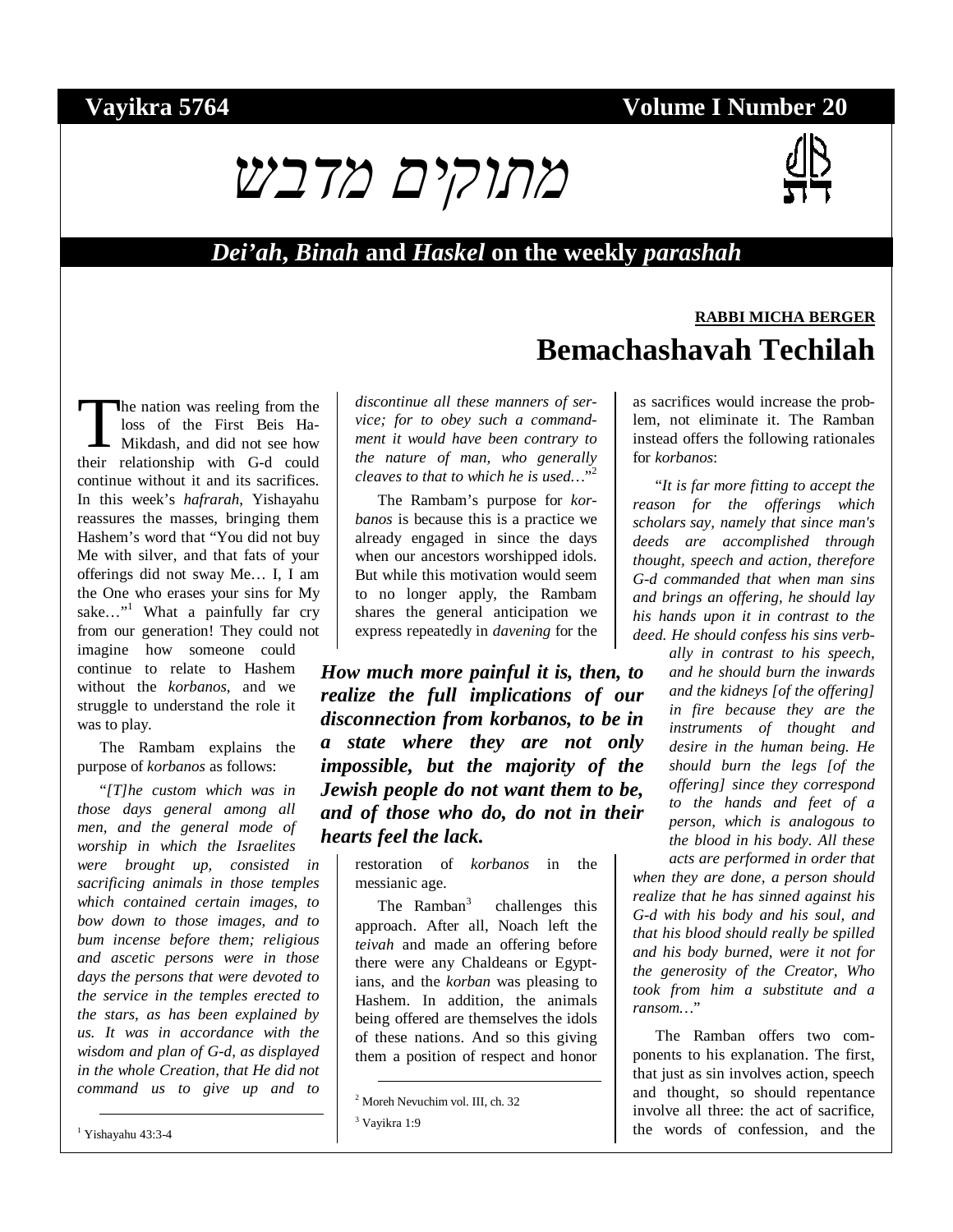**Vayikra 5764** **Volume I Number 20**

# מתוקים מדבש

***Dei'ah*, *Binah* and *Haskel* on the weekly *parashah***

**RABBI MICHA BERGER**

## Bemachashavah Techilah

The nation was reeling from the loss of the First Beis HaMikdash, and did not see how their relationship with G-d could continue without it and its sacrifices. In this week's *hafrarah*, Yishayahu reassures the masses, bringing them Hashem's word that "You did not buy Me with silver, and that fats of your offerings did not sway Me… I, I am the One who erases your sins for My sake…"[1] What a painfully far cry from our generation! They could not imagine how someone could continue to relate to Hashem without the *korbanos*, and we struggle to understand the role it was to play.

The Rambam explains the purpose of *korbanos* as follows:

"*[T]he custom which was in those days general among all men, and the general mode of worship in which the Israelites were brought up, consisted in sacrificing animals in those temples which contained certain images, to bow down to those images, and to bum incense before them; religious and ascetic persons were in those days the persons that were devoted to the service in the temples erected to the stars, as has been explained by us. It was in accordance with the wisdom and plan of G-d, as displayed in the whole Creation, that He did not command us to give up and to discontinue all these manners of service; for to obey such a commandment it would have been contrary to the nature of man, who generally cleaves to that to which he is used…*"[2]

The Rambam's purpose for *korbanos* is because this is a practice we already engaged in since the days when our ancestors worshipped idols. But while this motivation would seem to no longer apply, the Rambam shares the general anticipation we express repeatedly in *davening* for the restoration of *korbanos* in the messianic age.

***How much more painful it is, then, to realize the full implications of our disconnection from korbanos, to be in a state where they are not only impossible, but the majority of the Jewish people do not want them to be, and of those who do, do not in their hearts feel the lack.***

The Ramban[3] challenges this approach. After all, Noach left the *teivah* and made an offering before there were any Chaldeans or Egyptians, and the *korban* was pleasing to Hashem. In addition, the animals being offered are themselves the idols of these nations. And so this giving them a position of respect and honor as sacrifices would increase the problem, not eliminate it. The Ramban instead offers the following rationales for *korbanos*:

"*It is far more fitting to accept the reason for the offerings which scholars say, namely that since man's deeds are accomplished through thought, speech and action, therefore G-d commanded that when man sins and brings an offering, he should lay his hands upon it in contrast to the deed. He should confess his sins verbally in contrast to his speech, and he should burn the inwards and the kidneys [of the offering] in fire because they are the instruments of thought and desire in the human being. He should burn the legs [of the offering] since they correspond to the hands and feet of a person, which is analogous to the blood in his body. All these acts are performed in order that when they are done, a person should realize that he has sinned against his G-d with his body and his soul, and that his blood should really be spilled and his body burned, were it not for the generosity of the Creator, Who took from him a substitute and a ransom…*"

The Ramban offers two components to his explanation. The first, that just as sin involves action, speech and thought, so should repentance involve all three: the act of sacrifice, the words of confession, and the

---

[1] Yishayahu 43:3-4

[2] Moreh Nevuchim vol. III, ch. 32

[3] Vayikra 1:9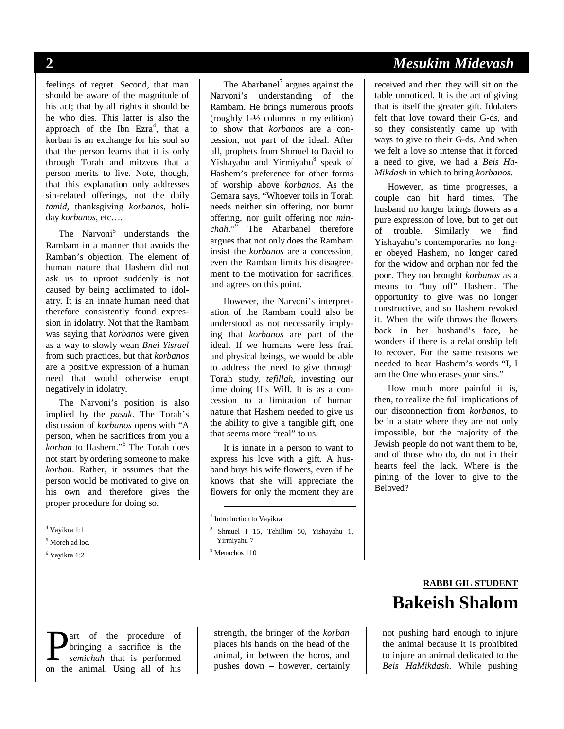feelings of regret. Second, that man should be aware of the magnitude of his act; that by all rights it should be he who dies. This latter is also the approach of the Ibn Ezra[4], that a korban is an exchange for his soul so that the person learns that it is only through Torah and mitzvos that a person merits to live. Note, though, that this explanation only addresses sin-related offerings, not the daily *tamid*, thanksgiving *korbanos*, holiday *korbanos*, etc….

The Narvoni[5] understands the Rambam in a manner that avoids the Ramban's objection. The element of human nature that Hashem did not ask us to uproot suddenly is not caused by being acclimated to idolatry. It is an innate human need that therefore consistently found expression in idolatry. Not that the Rambam was saying that *korbanos* were given as a way to slowly wean *Bnei Yisrael* from such practices, but that *korbanos* are a positive expression of a human need that would otherwise erupt negatively in idolatry.

The Narvoni's position is also implied by the *pasuk*. The Torah's discussion of *korbanos* opens with "A person, when he sacrifices from you a *korban* to Hashem."[6] The Torah does not start by ordering someone to make *korban*. Rather, it assumes that the person would be motivated to give on his own and therefore gives the proper procedure for doing so.

The Abarbanel[7] argues against the Narvoni's understanding of the Rambam. He brings numerous proofs (roughly 1-½ columns in my edition) to show that *korbanos* are a concession, not part of the ideal. After all, prophets from Shmuel to David to Yishayahu and Yirmiyahu[8] speak of Hashem's preference for other forms of worship above *korbanos*. As the Gemara says, "Whoever toils in Torah needs neither sin offering, nor burnt offering, nor guilt offering nor *minchah*."[9] The Abarbanel therefore argues that not only does the Rambam insist the *korbanos* are a concession, even the Ramban limits his disagreement to the motivation for sacrifices, and agrees on this point.

However, the Narvoni's interpretation of the Rambam could also be understood as not necessarily implying that *korbanos* are part of the ideal. If we humans were less frail and physical beings, we would be able to address the need to give through Torah study, *tefillah*, investing our time doing His Will. It is as a concession to a limitation of human nature that Hashem needed to give us the ability to give a tangible gift, one that seems more "real" to us.

It is innate in a person to want to express his love with a gift. A husband buys his wife flowers, even if he knows that she will appreciate the flowers for only the moment they are received and then they will sit on the table unnoticed. It is the act of giving that is itself the greater gift. Idolaters felt that love toward their G-ds, and so they consistently came up with ways to give to their G-ds. And when we felt a love so intense that it forced a need to give, we had a *Beis HaMikdash* in which to bring *korbanos*.

However, as time progresses, a couple can hit hard times. The husband no longer brings flowers as a pure expression of love, but to get out of trouble. Similarly we find Yishayahu's contemporaries no longer obeyed Hashem, no longer cared for the widow and orphan nor fed the poor. They too brought *korbanos* as a means to "buy off" Hashem. The opportunity to give was no longer constructive, and so Hashem revoked it. When the wife throws the flowers back in her husband's face, he wonders if there is a relationship left to recover. For the same reasons we needed to hear Hashem's words "I, I am the One who erases your sins."

How much more painful it is, then, to realize the full implications of our disconnection from *korbanos*, to be in a state where they are not only impossible, but the majority of the Jewish people do not want them to be, and of those who do, do not in their hearts feel the lack. Where is the pining of the lover to give to the Beloved?

[4] Vayikra 1:1

[5] Moreh ad loc.

[6] Vayikra 1:2

[7] Introduction to Vayikra

[8] Shmuel I 15, Tehillim 50, Yishayahu 1, Yirmiyahu 7

[9] Menachos 110

**RABBI GIL STUDENT**

# Bakeish Shalom

Part of the procedure of bringing a sacrifice is the *semichah* that is performed on the animal. Using all of his strength, the bringer of the *korban* places his hands on the head of the animal, in between the horns, and pushes down – however, certainly not pushing hard enough to injure the animal because it is prohibited to injure an animal dedicated to the *Beis HaMikdash*. While pushing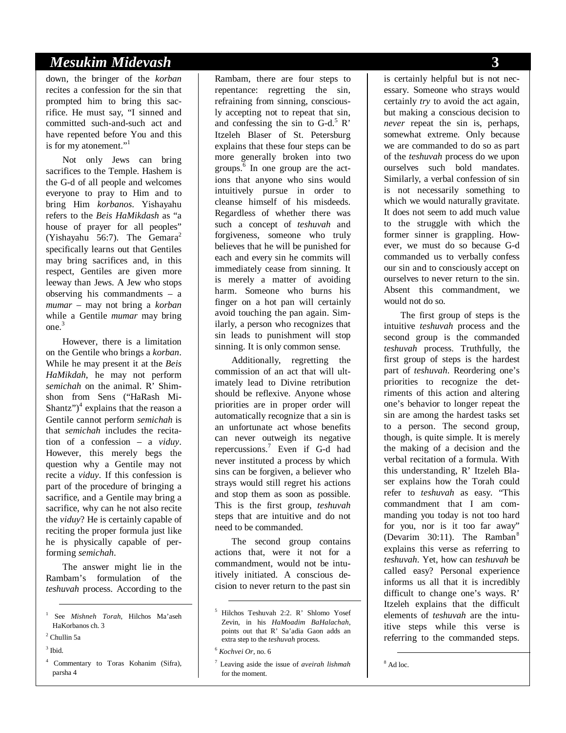down, the bringer of the *korban* recites a confession for the sin that prompted him to bring this sacrifice. He must say, "I sinned and committed such-and-such act and have repented before You and this is for my atonement."[1]

Not only Jews can bring sacrifices to the Temple. Hashem is the G-d of all people and welcomes everyone to pray to Him and to bring Him *korbanos*. Yishayahu refers to the *Beis HaMikdash* as "a house of prayer for all peoples" (Yishayahu 56:7). The Gemara[2] specifically learns out that Gentiles may bring sacrifices and, in this respect, Gentiles are given more leeway than Jews. A Jew who stops observing his commandments – a *mumar* – may not bring a *korban* while a Gentile *mumar* may bring one.[3]

However, there is a limitation on the Gentile who brings a *korban*. While he may present it at the *Beis HaMikdah*, he may not perform *semichah* on the animal. R' Shimshon from Sens ("HaRash MiShantz")[4] explains that the reason a Gentile cannot perform *semichah* is that *semichah* includes the recitation of a confession – a *viduy*. However, this merely begs the question why a Gentile may not recite a *viduy*. If this confession is part of the procedure of bringing a sacrifice, and a Gentile may bring a sacrifice, why can he not also recite the *viduy*? He is certainly capable of reciting the proper formula just like he is physically capable of performing *semichah*.

The answer might lie in the Rambam's formulation of the *teshuvah* process. According to the Rambam, there are four steps to repentance: regretting the sin, refraining from sinning, consciously accepting not to repeat that sin, and confessing the sin to G-d.[5] R' Itzeleh Blaser of St. Petersburg explains that these four steps can be more generally broken into two groups.[6] In one group are the actions that anyone who sins would intuitively pursue in order to cleanse himself of his misdeeds. Regardless of whether there was such a concept of *teshuvah* and forgiveness, someone who truly believes that he will be punished for each and every sin he commits will immediately cease from sinning. It is merely a matter of avoiding harm. Someone who burns his finger on a hot pan will certainly avoid touching the pan again. Similarly, a person who recognizes that sin leads to punishment will stop sinning. It is only common sense.

Additionally, regretting the commission of an act that will ultimately lead to Divine retribution should be reflexive. Anyone whose priorities are in proper order will automatically recognize that a sin is an unfortunate act whose benefits can never outweigh its negative repercussions.[7] Even if G-d had never instituted a process by which sins can be forgiven, a believer who strays would still regret his actions and stop them as soon as possible. This is the first group, *teshuvah* steps that are intuitive and do not need to be commanded.

The second group contains actions that, were it not for a commandment, would not be intuitively initiated. A conscious decision to never return to the past sin is certainly helpful but is not necessary. Someone who strays would certainly *try* to avoid the act again, but making a conscious decision to *never* repeat the sin is, perhaps, somewhat extreme. Only because we are commanded to do so as part of the *teshuvah* process do we upon ourselves such bold mandates. Similarly, a verbal confession of sin is not necessarily something to which we would naturally gravitate. It does not seem to add much value to the struggle with which the former sinner is grappling. However, we must do so because G-d commanded us to verbally confess our sin and to consciously accept on ourselves to never return to the sin. Absent this commandment, we would not do so.

The first group of steps is the intuitive *teshuvah* process and the second group is the commanded *teshuvah* process. Truthfully, the first group of steps is the hardest part of *teshuvah*. Reordering one's priorities to recognize the detriments of this action and altering one's behavior to longer repeat the sin are among the hardest tasks set to a person. The second group, though, is quite simple. It is merely the making of a decision and the verbal recitation of a formula. With this understanding, R' Itzeleh Blaser explains how the Torah could refer to *teshuvah* as easy. "This commandment that I am commanding you today is not too hard for you, nor is it too far away" (Devarim 30:11). The Ramban[8] explains this verse as referring to *teshuvah*. Yet, how can *teshuvah* be called easy? Personal experience informs us all that it is incredibly difficult to change one's ways. R' Itzeleh explains that the difficult elements of *teshuvah* are the intuitive steps while this verse is referring to the commanded steps.

---

[1] See *Mishneh Torah*, Hilchos Ma'aseh HaKorbanos ch. 3

[2] Chullin 5a

[3] Ibid.

[4] Commentary to Toras Kohanim (Sifra), parsha 4

[5] Hilchos Teshuvah 2:2. R' Shlomo Yosef Zevin, in his *HaMoadim BaHalachah*, points out that R' Sa'adia Gaon adds an extra step to the *teshuvah* process.

[6] *Kochvei Or*, no. 6

[7] Leaving aside the issue of *aveirah lishmah* for the moment.

[8] Ad loc.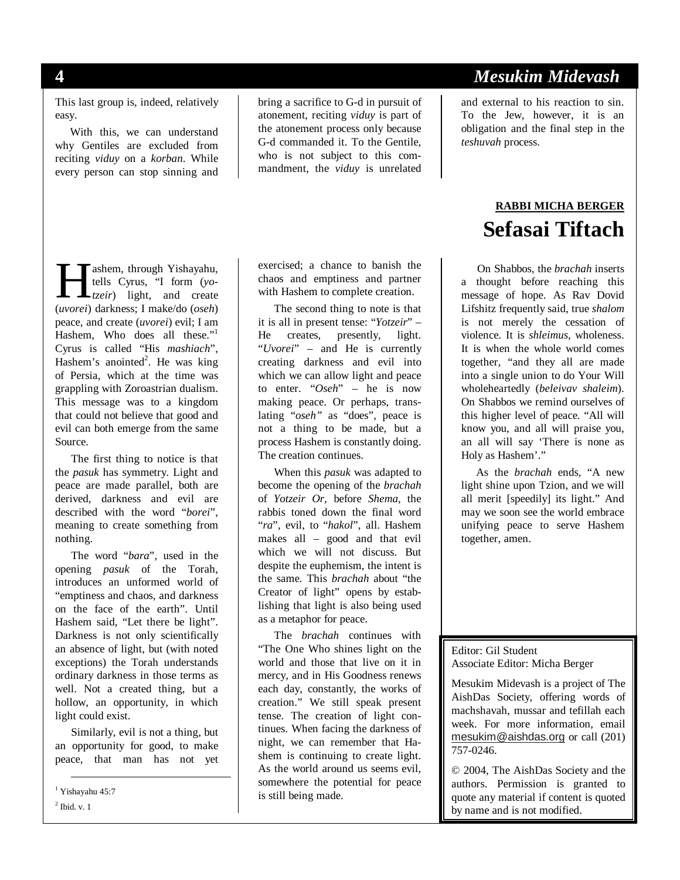This last group is, indeed, relatively easy.

With this, we can understand why Gentiles are excluded from reciting *viduy* on a *korban*. While every person can stop sinning and bring a sacrifice to G-d in pursuit of atonement, reciting *viduy* is part of the atonement process only because G-d commanded it. To the Gentile, who is not subject to this commandment, the *viduy* is unrelated and external to his reaction to sin. To the Jew, however, it is an obligation and the final step in the *teshuvah* process.

**RABBI MICHA BERGER**

# Sefasai Tiftach

Hashem, through Yishayahu, tells Cyrus, "I form (*yotzeir*) light, and create (*uvorei*) darkness; I make/do (*oseh*) peace, and create (*uvorei*) evil; I am Hashem, Who does all these."[1] Cyrus is called "His *mashiach*", Hashem's anointed[2]. He was king of Persia, which at the time was grappling with Zoroastrian dualism. This message was to a kingdom that could not believe that good and evil can both emerge from the same Source.

The first thing to notice is that the *pasuk* has symmetry. Light and peace are made parallel, both are derived, darkness and evil are described with the word "*borei*", meaning to create something from nothing.

The word "*bara*", used in the opening *pasuk* of the Torah, introduces an unformed world of "emptiness and chaos, and darkness on the face of the earth". Until Hashem said, "Let there be light". Darkness is not only scientifically an absence of light, but (with noted exceptions) the Torah understands ordinary darkness in those terms as well. Not a created thing, but a hollow, an opportunity, in which light could exist.

Similarly, evil is not a thing, but an opportunity for good, to make peace, that man has not yet exercised; a chance to banish the chaos and emptiness and partner with Hashem to complete creation.

The second thing to note is that it is all in present tense: "*Yotzeir*" – He creates, presently, light. "*Uvorei*" – and He is currently creating darkness and evil into which we can allow light and peace to enter. "*Oseh*" – he is now making peace. Or perhaps, translating "*oseh*" as "does", peace is not a thing to be made, but a process Hashem is constantly doing. The creation continues.

When this *pasuk* was adapted to become the opening of the *brachah* of *Yotzeir Or*, before *Shema*, the rabbis toned down the final word "*ra*", evil, to "*hakol*", all. Hashem makes all – good and that evil which we will not discuss. But despite the euphemism, the intent is the same. This *brachah* about "the Creator of light" opens by establishing that light is also being used as a metaphor for peace.

The *brachah* continues with "The One Who shines light on the world and those that live on it in mercy, and in His Goodness renews each day, constantly, the works of creation." We still speak present tense. The creation of light continues. When facing the darkness of night, we can remember that Hashem is continuing to create light. As the world around us seems evil, somewhere the potential for peace is still being made.

On Shabbos, the *brachah* inserts a thought before reaching this message of hope. As Rav Dovid Lifshitz frequently said, true *shalom* is not merely the cessation of violence. It is *shleimus*, wholeness. It is when the whole world comes together, "and they all are made into a single union to do Your Will wholeheartedly (*beleivav shaleim*). On Shabbos we remind ourselves of this higher level of peace. "All will know you, and all will praise you, an all will say 'There is none as Holy as Hashem'."

As the *brachah* ends, "A new light shine upon Tzion, and we will all merit [speedily] its light." And may we soon see the world embrace unifying peace to serve Hashem together, amen.

[1] Yishayahu 45:7

[2] Ibid. v. 1

Editor: Gil Student
Associate Editor: Micha Berger

Mesukim Midevash is a project of The AishDas Society, offering words of machshavah, mussar and tefillah each week. For more information, email mesukim@aishdas.org or call (201) 757-0246.

© 2004, The AishDas Society and the authors. Permission is granted to quote any material if content is quoted by name and is not modified.